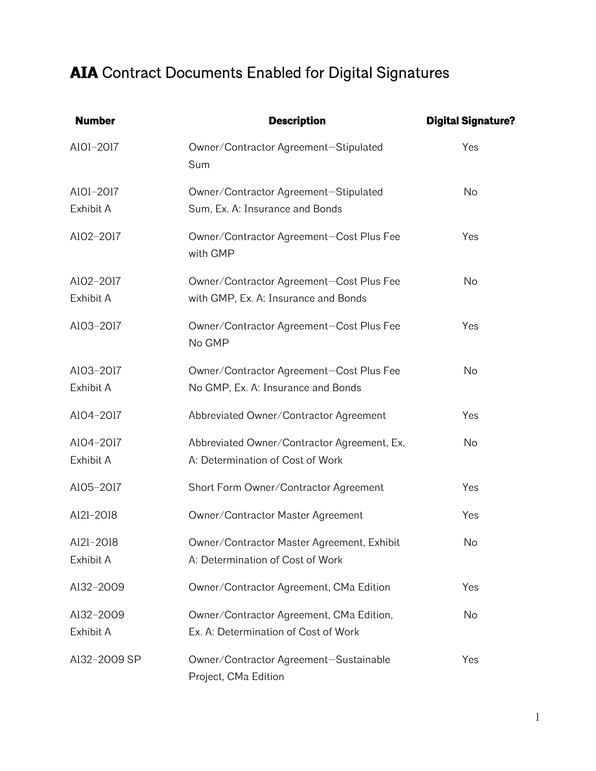# **AIA** Contract Documents Enabled for Digital Signatures

| **Number** | **Description** | **Digital Signature?** |
|---|---|---|
| A101–2017 | Owner/Contractor Agreement—Stipulated Sum | Yes |
| A101–2017 Exhibit A | Owner/Contractor Agreement—Stipulated Sum, Ex. A: Insurance and Bonds | No |
| A102–2017 | Owner/Contractor Agreement—Cost Plus Fee with GMP | Yes |
| A102–2017 Exhibit A | Owner/Contractor Agreement—Cost Plus Fee with GMP, Ex. A: Insurance and Bonds | No |
| A103–2017 | Owner/Contractor Agreement—Cost Plus Fee No GMP | Yes |
| A103–2017 Exhibit A | Owner/Contractor Agreement—Cost Plus Fee No GMP, Ex. A: Insurance and Bonds | No |
| A104–2017 | Abbreviated Owner/Contractor Agreement | Yes |
| A104–2017 Exhibit A | Abbreviated Owner/Contractor Agreement, Ex, A: Determination of Cost of Work | No |
| A105–2017 | Short Form Owner/Contractor Agreement | Yes |
| A121-2018 | Owner/Contractor Master Agreement | Yes |
| A121–2018 Exhibit A | Owner/Contractor Master Agreement, Exhibit A: Determination of Cost of Work | No |
| A132–2009 | Owner/Contractor Agreement, CMa Edition | Yes |
| A132–2009 Exhibit A | Owner/Contractor Agreement, CMa Edition, Ex. A: Determination of Cost of Work | No |
| A132–2009 SP | Owner/Contractor Agreement—Sustainable Project, CMa Edition | Yes |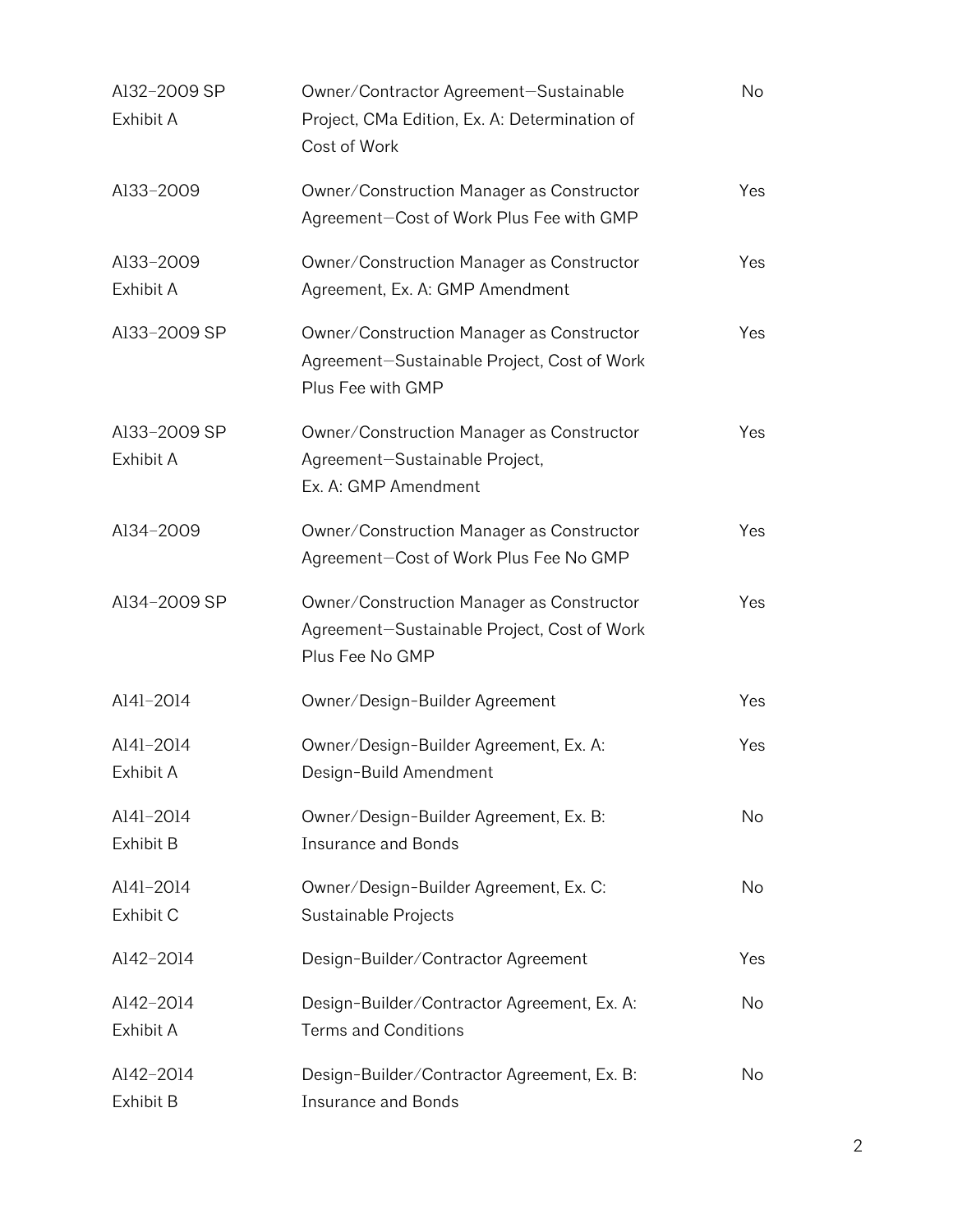| | | |
|---|---|---|
| A132–2009 SP Exhibit A | Owner/Contractor Agreement—Sustainable Project, CMa Edition, Ex. A: Determination of Cost of Work | No |
| A133–2009 | Owner/Construction Manager as Constructor Agreement—Cost of Work Plus Fee with GMP | Yes |
| A133–2009 Exhibit A | Owner/Construction Manager as Constructor Agreement, Ex. A: GMP Amendment | Yes |
| A133–2009 SP | Owner/Construction Manager as Constructor Agreement—Sustainable Project, Cost of Work Plus Fee with GMP | Yes |
| A133–2009 SP Exhibit A | Owner/Construction Manager as Constructor Agreement—Sustainable Project, Ex. A: GMP Amendment | Yes |
| A134–2009 | Owner/Construction Manager as Constructor Agreement—Cost of Work Plus Fee No GMP | Yes |
| A134–2009 SP | Owner/Construction Manager as Constructor Agreement—Sustainable Project, Cost of Work Plus Fee No GMP | Yes |
| A141–2014 | Owner/Design-Builder Agreement | Yes |
| A141–2014 Exhibit A | Owner/Design-Builder Agreement, Ex. A: Design-Build Amendment | Yes |
| A141–2014 Exhibit B | Owner/Design-Builder Agreement, Ex. B: Insurance and Bonds | No |
| A141–2014 Exhibit C | Owner/Design-Builder Agreement, Ex. C: Sustainable Projects | No |
| A142–2014 | Design-Builder/Contractor Agreement | Yes |
| A142–2014 Exhibit A | Design-Builder/Contractor Agreement, Ex. A: Terms and Conditions | No |
| A142–2014 Exhibit B | Design-Builder/Contractor Agreement, Ex. B: Insurance and Bonds | No |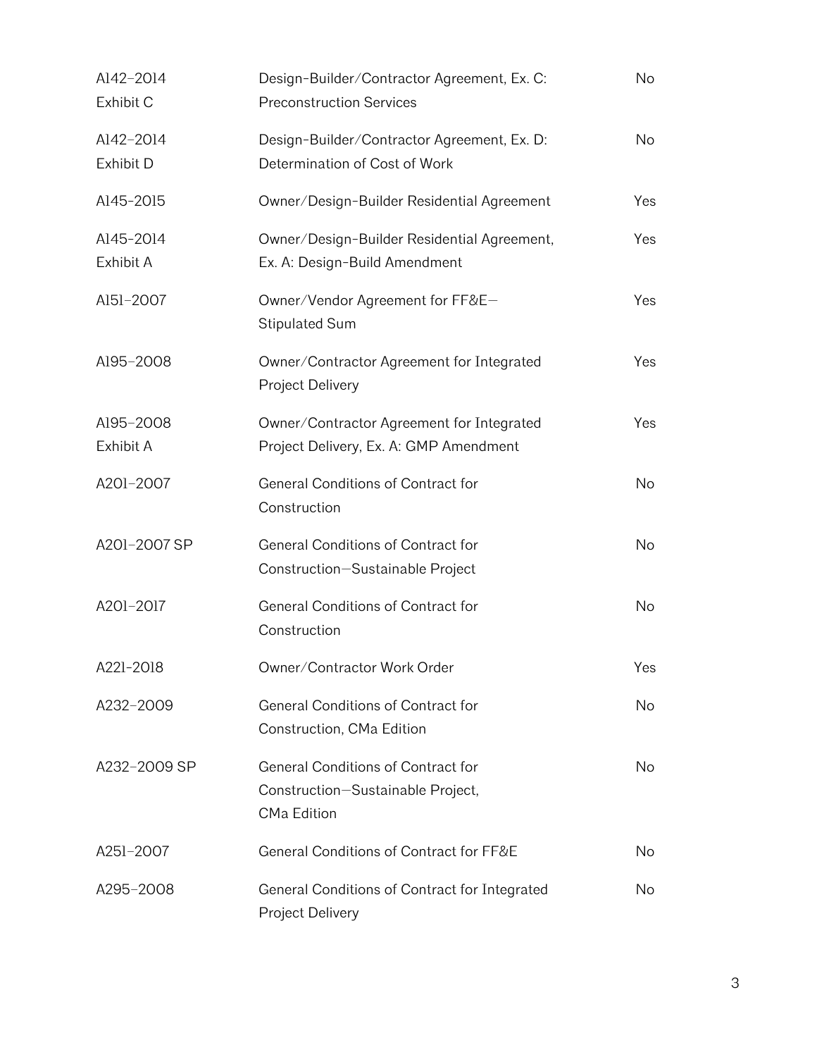| | | |
|---|---|---|
| A142–2014 Exhibit C | Design-Builder/Contractor Agreement, Ex. C: Preconstruction Services | No |
| A142–2014 Exhibit D | Design-Builder/Contractor Agreement, Ex. D: Determination of Cost of Work | No |
| A145-2015 | Owner/Design-Builder Residential Agreement | Yes |
| A145-2014 Exhibit A | Owner/Design-Builder Residential Agreement, Ex. A: Design-Build Amendment | Yes |
| A151–2007 | Owner/Vendor Agreement for FF&E—Stipulated Sum | Yes |
| A195–2008 | Owner/Contractor Agreement for Integrated Project Delivery | Yes |
| A195–2008 Exhibit A | Owner/Contractor Agreement for Integrated Project Delivery, Ex. A: GMP Amendment | Yes |
| A201–2007 | General Conditions of Contract for Construction | No |
| A201–2007 SP | General Conditions of Contract for Construction—Sustainable Project | No |
| A201–2017 | General Conditions of Contract for Construction | No |
| A221-2018 | Owner/Contractor Work Order | Yes |
| A232–2009 | General Conditions of Contract for Construction, CMa Edition | No |
| A232–2009 SP | General Conditions of Contract for Construction—Sustainable Project, CMa Edition | No |
| A251–2007 | General Conditions of Contract for FF&E | No |
| A295–2008 | General Conditions of Contract for Integrated Project Delivery | No |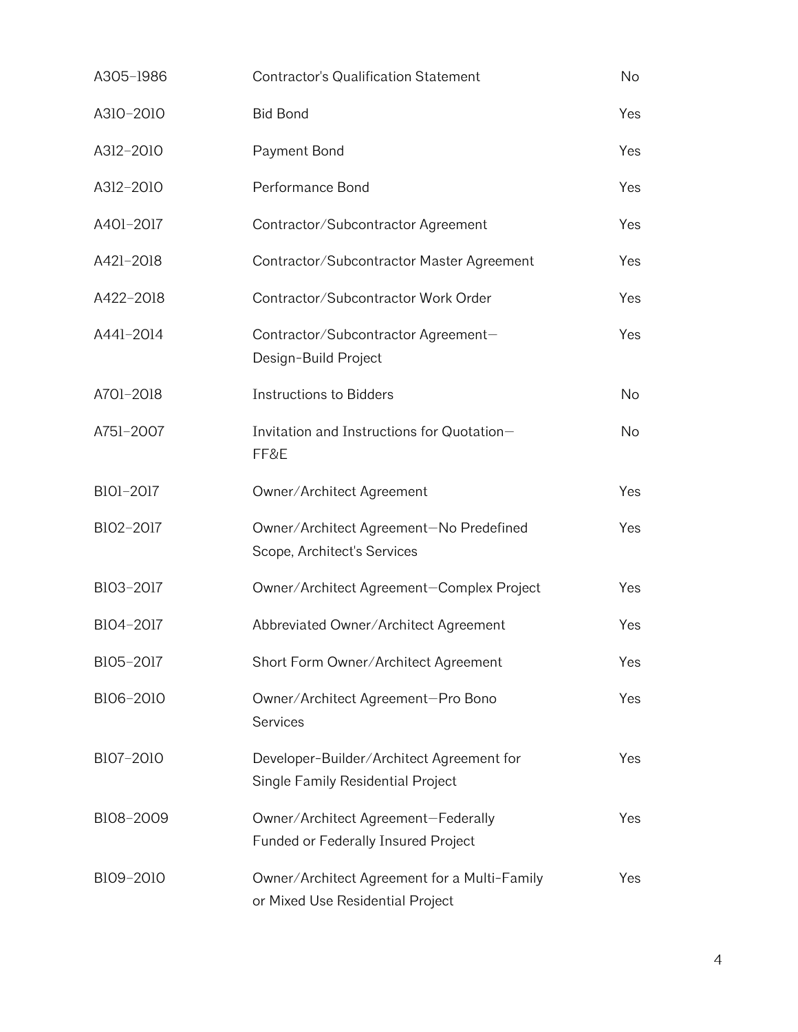| | | |
|---|---|---|
| A305–1986 | Contractor's Qualification Statement | No |
| A310–2010 | Bid Bond | Yes |
| A312–2010 | Payment Bond | Yes |
| A312–2010 | Performance Bond | Yes |
| A401–2017 | Contractor/Subcontractor Agreement | Yes |
| A421–2018 | Contractor/Subcontractor Master Agreement | Yes |
| A422–2018 | Contractor/Subcontractor Work Order | Yes |
| A441–2014 | Contractor/Subcontractor Agreement—Design-Build Project | Yes |
| A701–2018 | Instructions to Bidders | No |
| A751–2007 | Invitation and Instructions for Quotation—FF&E | No |
| B101–2017 | Owner/Architect Agreement | Yes |
| B102–2017 | Owner/Architect Agreement—No Predefined Scope, Architect's Services | Yes |
| B103–2017 | Owner/Architect Agreement—Complex Project | Yes |
| B104–2017 | Abbreviated Owner/Architect Agreement | Yes |
| B105–2017 | Short Form Owner/Architect Agreement | Yes |
| B106–2010 | Owner/Architect Agreement—Pro Bono Services | Yes |
| B107–2010 | Developer-Builder/Architect Agreement for Single Family Residential Project | Yes |
| B108–2009 | Owner/Architect Agreement—Federally Funded or Federally Insured Project | Yes |
| B109–2010 | Owner/Architect Agreement for a Multi-Family or Mixed Use Residential Project | Yes |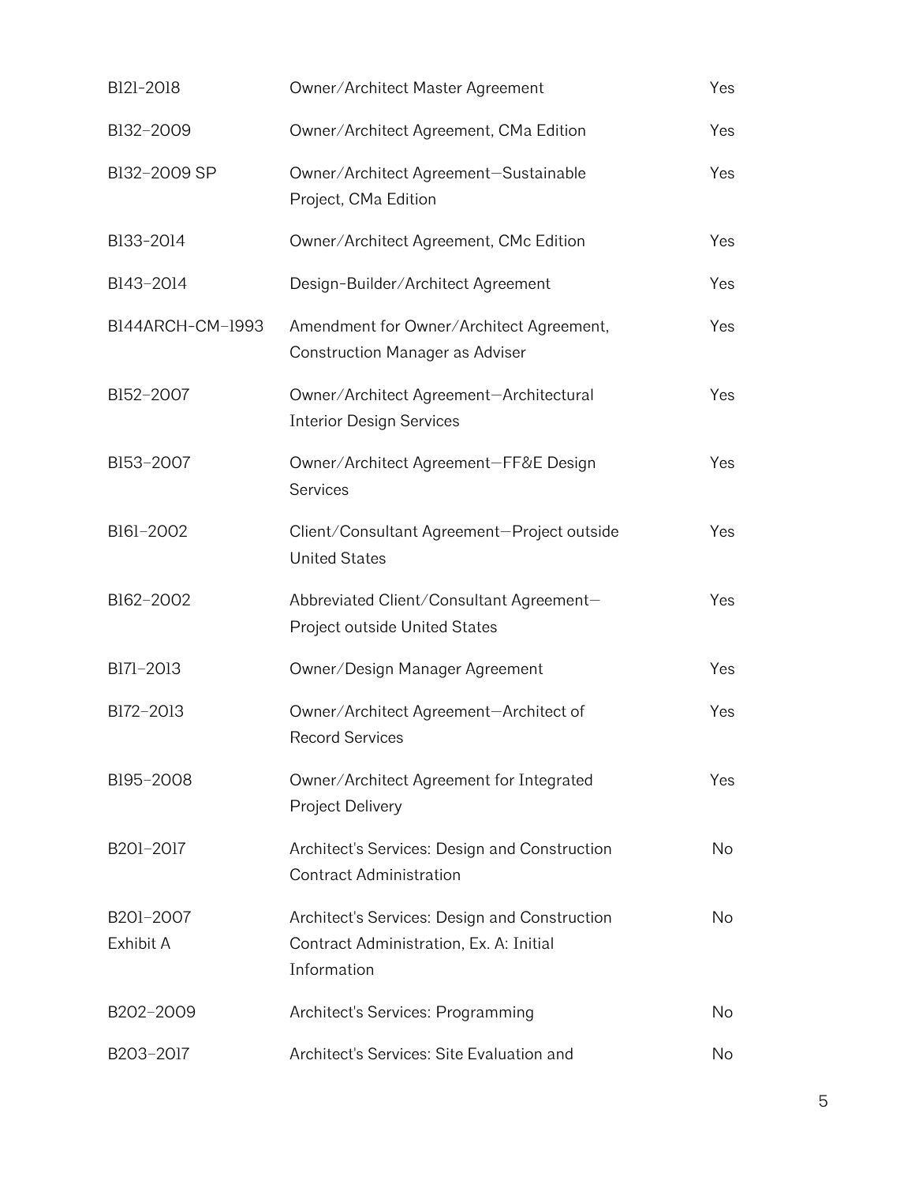| | | |
|---|---|---|
| B121–2018 | Owner/Architect Master Agreement | Yes |
| B132–2009 | Owner/Architect Agreement, CMa Edition | Yes |
| B132–2009 SP | Owner/Architect Agreement—Sustainable Project, CMa Edition | Yes |
| B133–2014 | Owner/Architect Agreement, CMc Edition | Yes |
| B143–2014 | Design-Builder/Architect Agreement | Yes |
| B144ARCH-CM–1993 | Amendment for Owner/Architect Agreement, Construction Manager as Adviser | Yes |
| B152–2007 | Owner/Architect Agreement—Architectural Interior Design Services | Yes |
| B153–2007 | Owner/Architect Agreement—FF&E Design Services | Yes |
| B161–2002 | Client/Consultant Agreement—Project outside United States | Yes |
| B162–2002 | Abbreviated Client/Consultant Agreement—Project outside United States | Yes |
| B171–2013 | Owner/Design Manager Agreement | Yes |
| B172–2013 | Owner/Architect Agreement—Architect of Record Services | Yes |
| B195–2008 | Owner/Architect Agreement for Integrated Project Delivery | Yes |
| B201–2017 | Architect's Services: Design and Construction Contract Administration | No |
| B201–2007 Exhibit A | Architect's Services: Design and Construction Contract Administration, Ex. A: Initial Information | No |
| B202–2009 | Architect's Services: Programming | No |
| B203–2017 | Architect's Services: Site Evaluation and | No |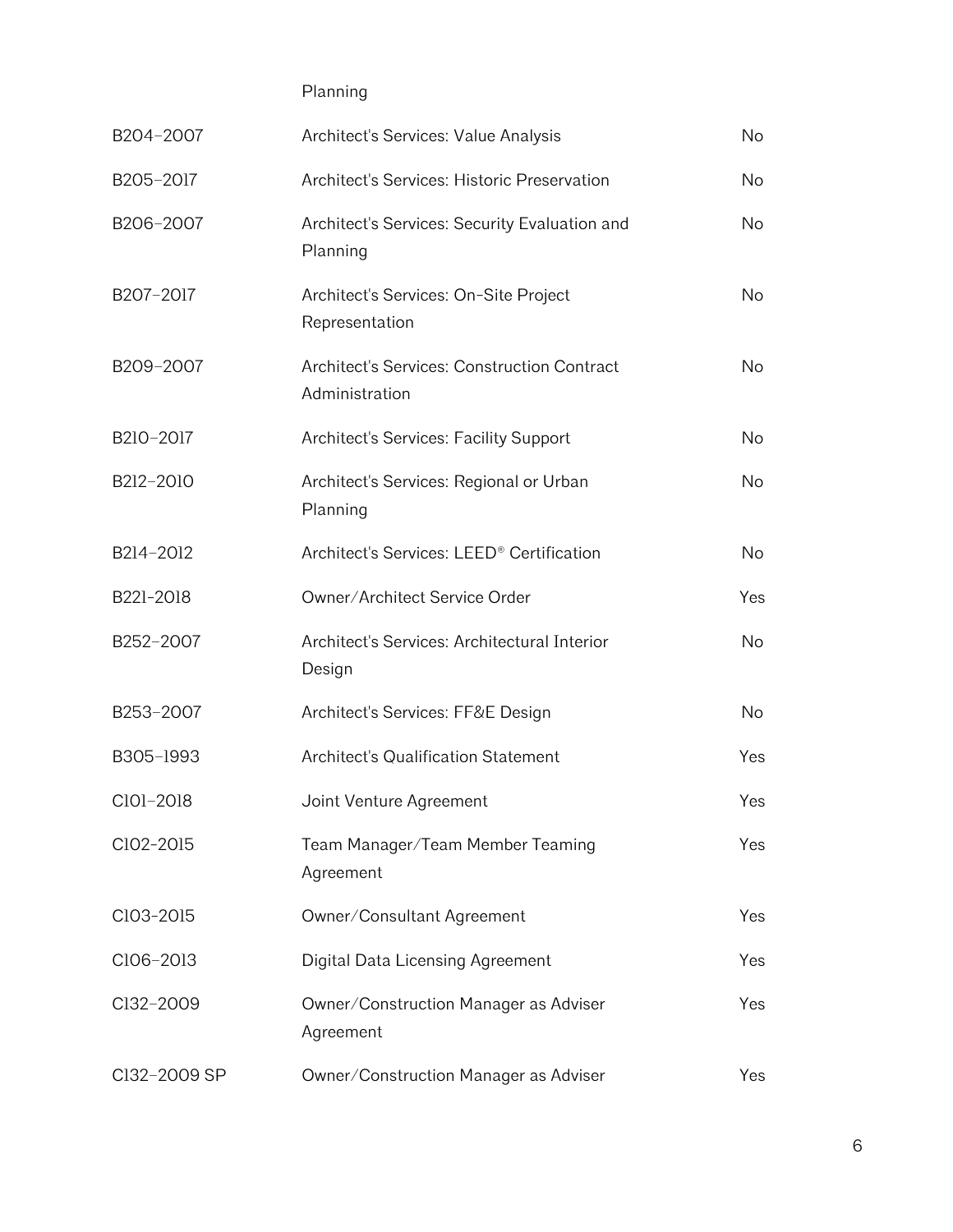| | | |
|---|---|---|
| | Planning | |
| B204–2007 | Architect's Services: Value Analysis | No |
| B205–2017 | Architect's Services: Historic Preservation | No |
| B206–2007 | Architect's Services: Security Evaluation and Planning | No |
| B207–2017 | Architect's Services: On-Site Project Representation | No |
| B209–2007 | Architect's Services: Construction Contract Administration | No |
| B210–2017 | Architect's Services: Facility Support | No |
| B212–2010 | Architect's Services: Regional or Urban Planning | No |
| B214–2012 | Architect's Services: LEED® Certification | No |
| B221-2018 | Owner/Architect Service Order | Yes |
| B252–2007 | Architect's Services: Architectural Interior Design | No |
| B253–2007 | Architect's Services: FF&E Design | No |
| B305–1993 | Architect's Qualification Statement | Yes |
| C101–2018 | Joint Venture Agreement | Yes |
| C102-2015 | Team Manager/Team Member Teaming Agreement | Yes |
| C103-2015 | Owner/Consultant Agreement | Yes |
| C106–2013 | Digital Data Licensing Agreement | Yes |
| C132–2009 | Owner/Construction Manager as Adviser Agreement | Yes |
| C132–2009 SP | Owner/Construction Manager as Adviser | Yes |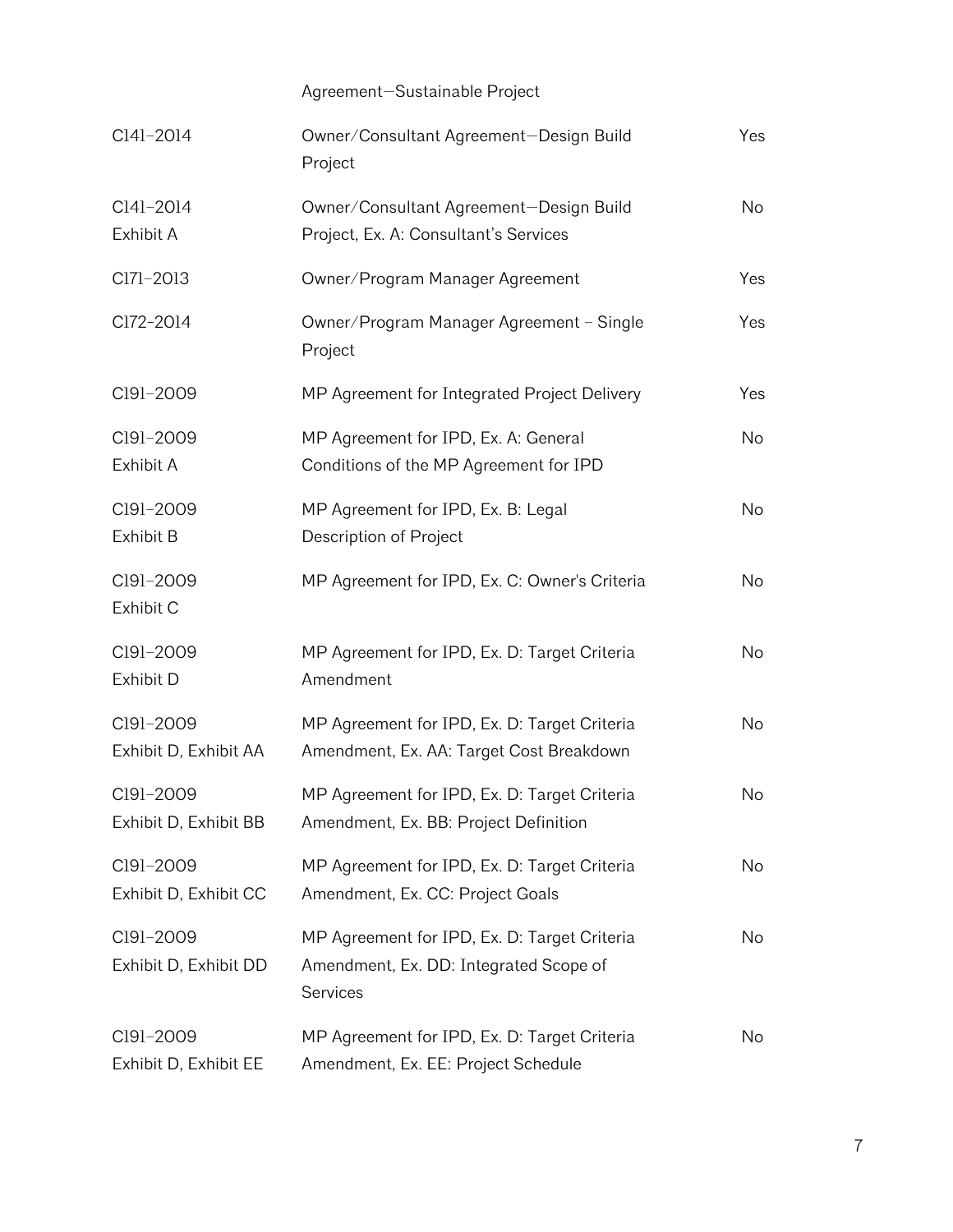| | Agreement—Sustainable Project | |
|---|---|---|
| C141–2014 | Owner/Consultant Agreement—Design Build Project | Yes |
| C141–2014 Exhibit A | Owner/Consultant Agreement—Design Build Project, Ex. A: Consultant's Services | No |
| C171–2013 | Owner/Program Manager Agreement | Yes |
| C172-2014 | Owner/Program Manager Agreement – Single Project | Yes |
| C191–2009 | MP Agreement for Integrated Project Delivery | Yes |
| C191–2009 Exhibit A | MP Agreement for IPD, Ex. A: General Conditions of the MP Agreement for IPD | No |
| C191–2009 Exhibit B | MP Agreement for IPD, Ex. B: Legal Description of Project | No |
| C191–2009 Exhibit C | MP Agreement for IPD, Ex. C: Owner's Criteria | No |
| C191–2009 Exhibit D | MP Agreement for IPD, Ex. D: Target Criteria Amendment | No |
| C191–2009 Exhibit D, Exhibit AA | MP Agreement for IPD, Ex. D: Target Criteria Amendment, Ex. AA: Target Cost Breakdown | No |
| C191–2009 Exhibit D, Exhibit BB | MP Agreement for IPD, Ex. D: Target Criteria Amendment, Ex. BB: Project Definition | No |
| C191–2009 Exhibit D, Exhibit CC | MP Agreement for IPD, Ex. D: Target Criteria Amendment, Ex. CC: Project Goals | No |
| C191–2009 Exhibit D, Exhibit DD | MP Agreement for IPD, Ex. D: Target Criteria Amendment, Ex. DD: Integrated Scope of Services | No |
| C191–2009 Exhibit D, Exhibit EE | MP Agreement for IPD, Ex. D: Target Criteria Amendment, Ex. EE: Project Schedule | No |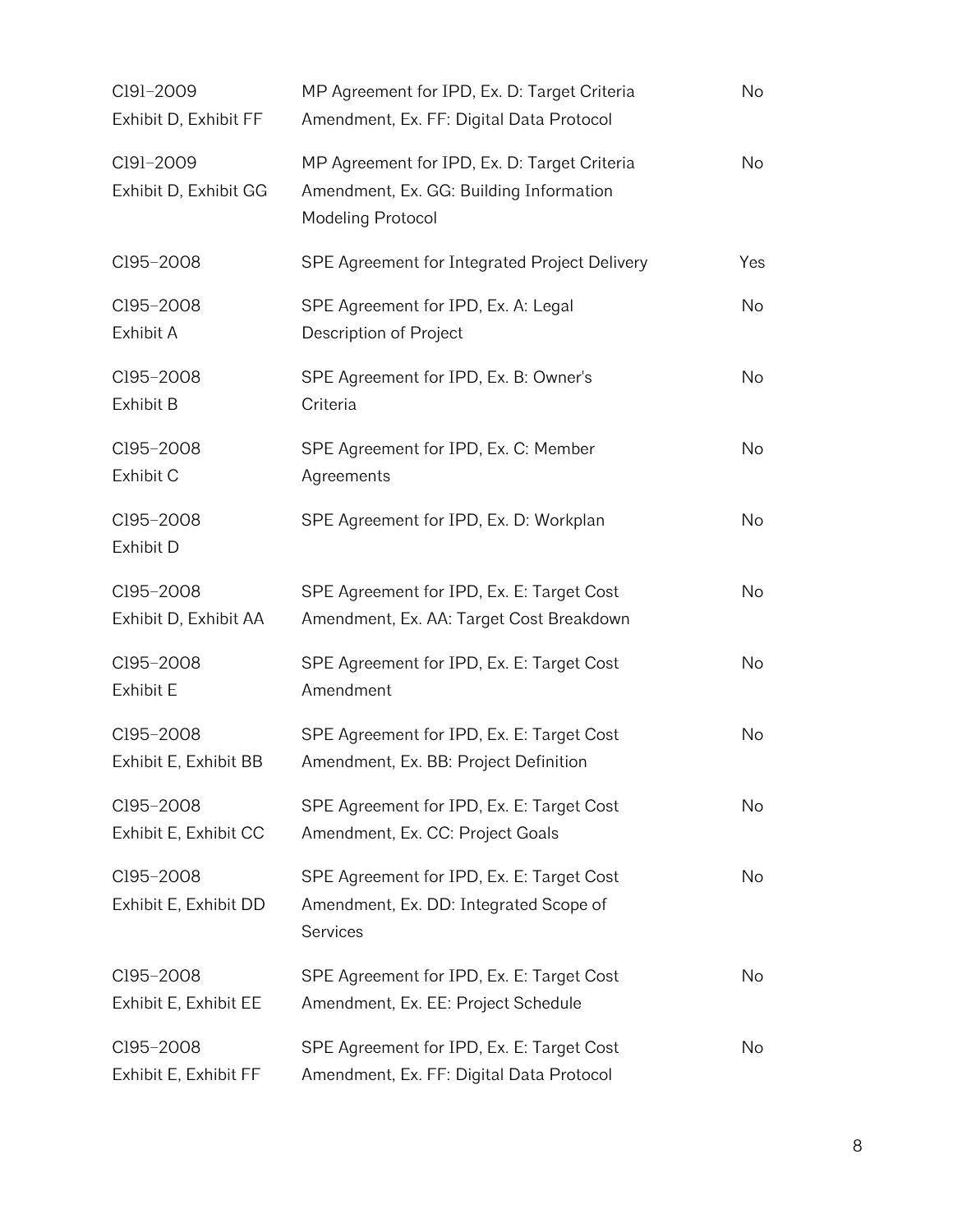| | | |
|---|---|---|
| C191–2009 Exhibit D, Exhibit FF | MP Agreement for IPD, Ex. D: Target Criteria Amendment, Ex. FF: Digital Data Protocol | No |
| C191–2009 Exhibit D, Exhibit GG | MP Agreement for IPD, Ex. D: Target Criteria Amendment, Ex. GG: Building Information Modeling Protocol | No |
| C195–2008 | SPE Agreement for Integrated Project Delivery | Yes |
| C195–2008 Exhibit A | SPE Agreement for IPD, Ex. A: Legal Description of Project | No |
| C195–2008 Exhibit B | SPE Agreement for IPD, Ex. B: Owner's Criteria | No |
| C195–2008 Exhibit C | SPE Agreement for IPD, Ex. C: Member Agreements | No |
| C195–2008 Exhibit D | SPE Agreement for IPD, Ex. D: Workplan | No |
| C195–2008 Exhibit D, Exhibit AA | SPE Agreement for IPD, Ex. E: Target Cost Amendment, Ex. AA: Target Cost Breakdown | No |
| C195–2008 Exhibit E | SPE Agreement for IPD, Ex. E: Target Cost Amendment | No |
| C195–2008 Exhibit E, Exhibit BB | SPE Agreement for IPD, Ex. E: Target Cost Amendment, Ex. BB: Project Definition | No |
| C195–2008 Exhibit E, Exhibit CC | SPE Agreement for IPD, Ex. E: Target Cost Amendment, Ex. CC: Project Goals | No |
| C195–2008 Exhibit E, Exhibit DD | SPE Agreement for IPD, Ex. E: Target Cost Amendment, Ex. DD: Integrated Scope of Services | No |
| C195–2008 Exhibit E, Exhibit EE | SPE Agreement for IPD, Ex. E: Target Cost Amendment, Ex. EE: Project Schedule | No |
| C195–2008 Exhibit E, Exhibit FF | SPE Agreement for IPD, Ex. E: Target Cost Amendment, Ex. FF: Digital Data Protocol | No |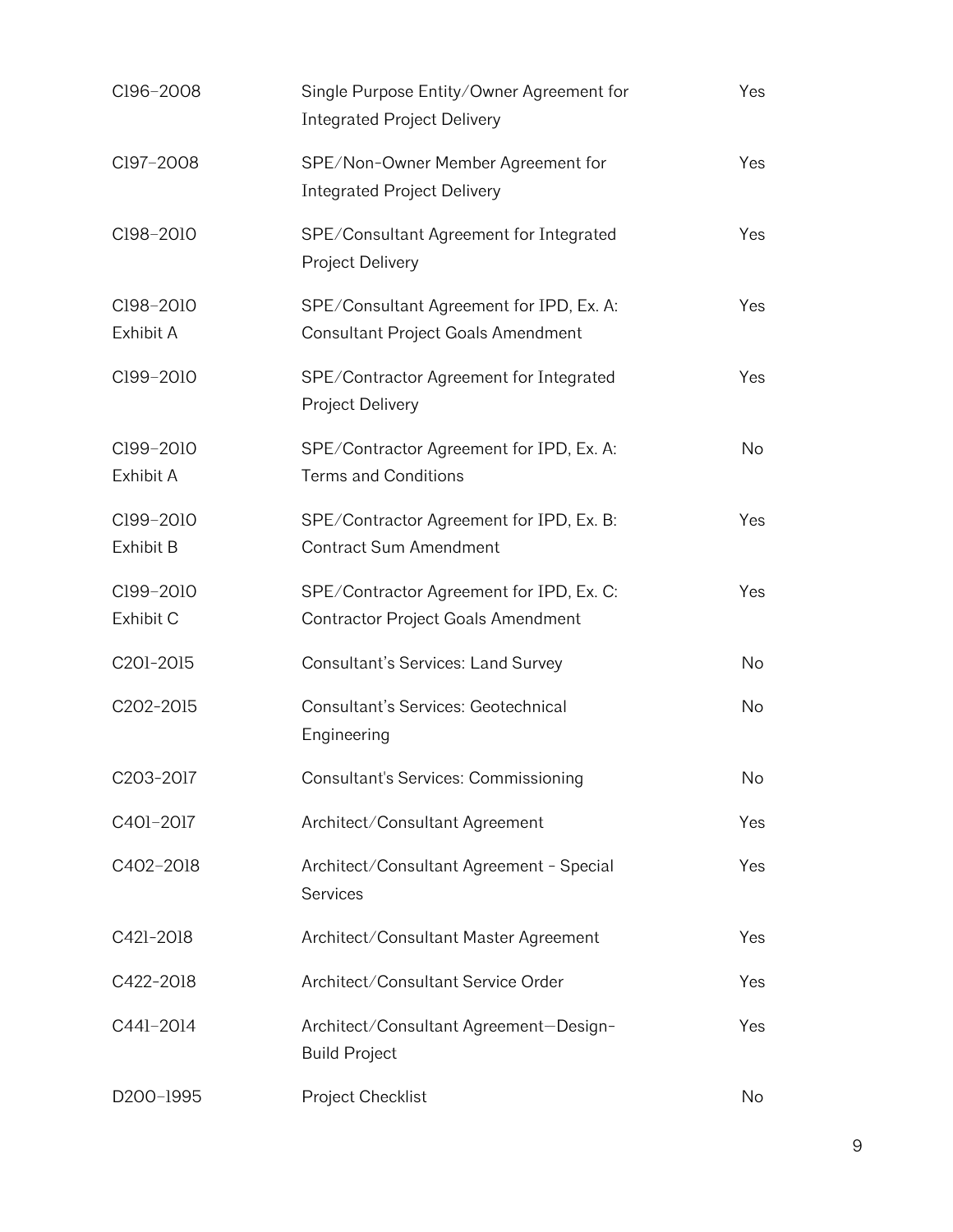| | | |
|---|---|---|
| C196–2008 | Single Purpose Entity/Owner Agreement for Integrated Project Delivery | Yes |
| C197–2008 | SPE/Non-Owner Member Agreement for Integrated Project Delivery | Yes |
| C198–2010 | SPE/Consultant Agreement for Integrated Project Delivery | Yes |
| C198–2010 Exhibit A | SPE/Consultant Agreement for IPD, Ex. A: Consultant Project Goals Amendment | Yes |
| C199–2010 | SPE/Contractor Agreement for Integrated Project Delivery | Yes |
| C199–2010 Exhibit A | SPE/Contractor Agreement for IPD, Ex. A: Terms and Conditions | No |
| C199–2010 Exhibit B | SPE/Contractor Agreement for IPD, Ex. B: Contract Sum Amendment | Yes |
| C199–2010 Exhibit C | SPE/Contractor Agreement for IPD, Ex. C: Contractor Project Goals Amendment | Yes |
| C201-2015 | Consultant's Services: Land Survey | No |
| C202-2015 | Consultant's Services: Geotechnical Engineering | No |
| C203-2017 | Consultant's Services: Commissioning | No |
| C401–2017 | Architect/Consultant Agreement | Yes |
| C402–2018 | Architect/Consultant Agreement - Special Services | Yes |
| C421-2018 | Architect/Consultant Master Agreement | Yes |
| C422-2018 | Architect/Consultant Service Order | Yes |
| C441–2014 | Architect/Consultant Agreement—Design-Build Project | Yes |
| D200–1995 | Project Checklist | No |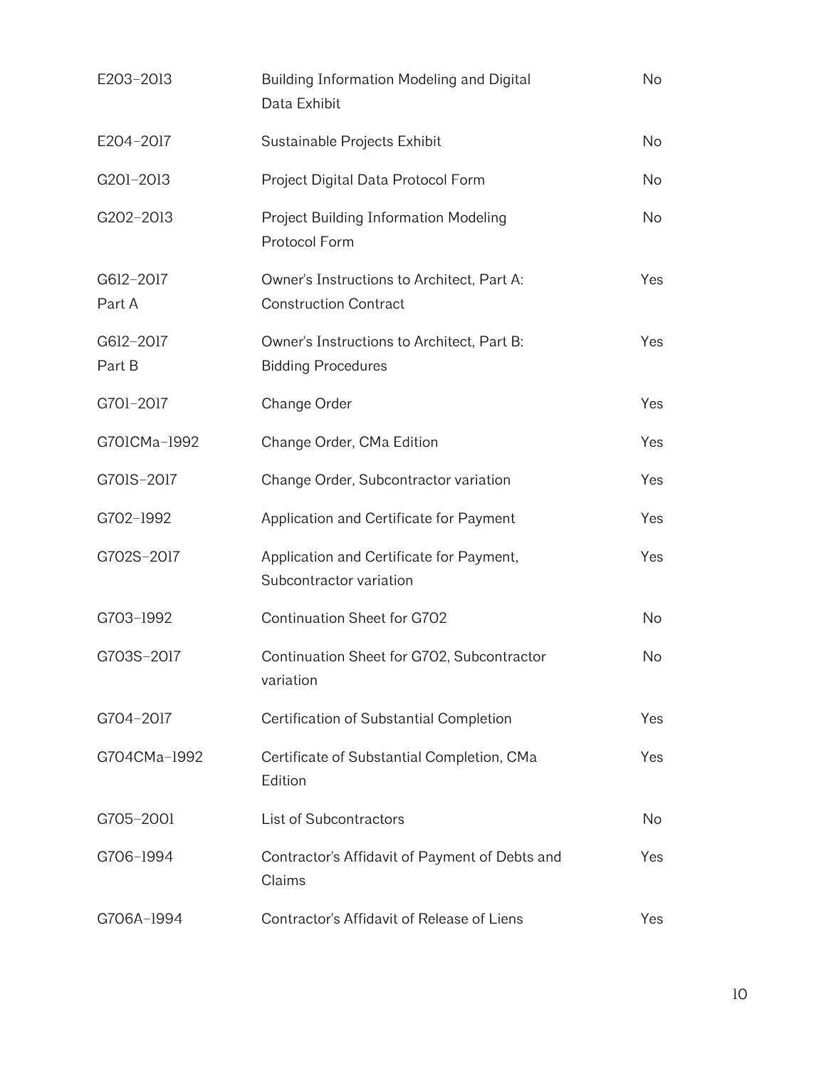| | | |
|---|---|---|
| E203–2013 | Building Information Modeling and Digital Data Exhibit | No |
| E204–2017 | Sustainable Projects Exhibit | No |
| G201–2013 | Project Digital Data Protocol Form | No |
| G202–2013 | Project Building Information Modeling Protocol Form | No |
| G612–2017 Part A | Owner's Instructions to Architect, Part A: Construction Contract | Yes |
| G612–2017 Part B | Owner's Instructions to Architect, Part B: Bidding Procedures | Yes |
| G701–2017 | Change Order | Yes |
| G701CMa–1992 | Change Order, CMa Edition | Yes |
| G701S–2017 | Change Order, Subcontractor variation | Yes |
| G702–1992 | Application and Certificate for Payment | Yes |
| G702S–2017 | Application and Certificate for Payment, Subcontractor variation | Yes |
| G703–1992 | Continuation Sheet for G702 | No |
| G703S–2017 | Continuation Sheet for G702, Subcontractor variation | No |
| G704–2017 | Certification of Substantial Completion | Yes |
| G704CMa–1992 | Certificate of Substantial Completion, CMa Edition | Yes |
| G705–2001 | List of Subcontractors | No |
| G706–1994 | Contractor's Affidavit of Payment of Debts and Claims | Yes |
| G706A–1994 | Contractor's Affidavit of Release of Liens | Yes |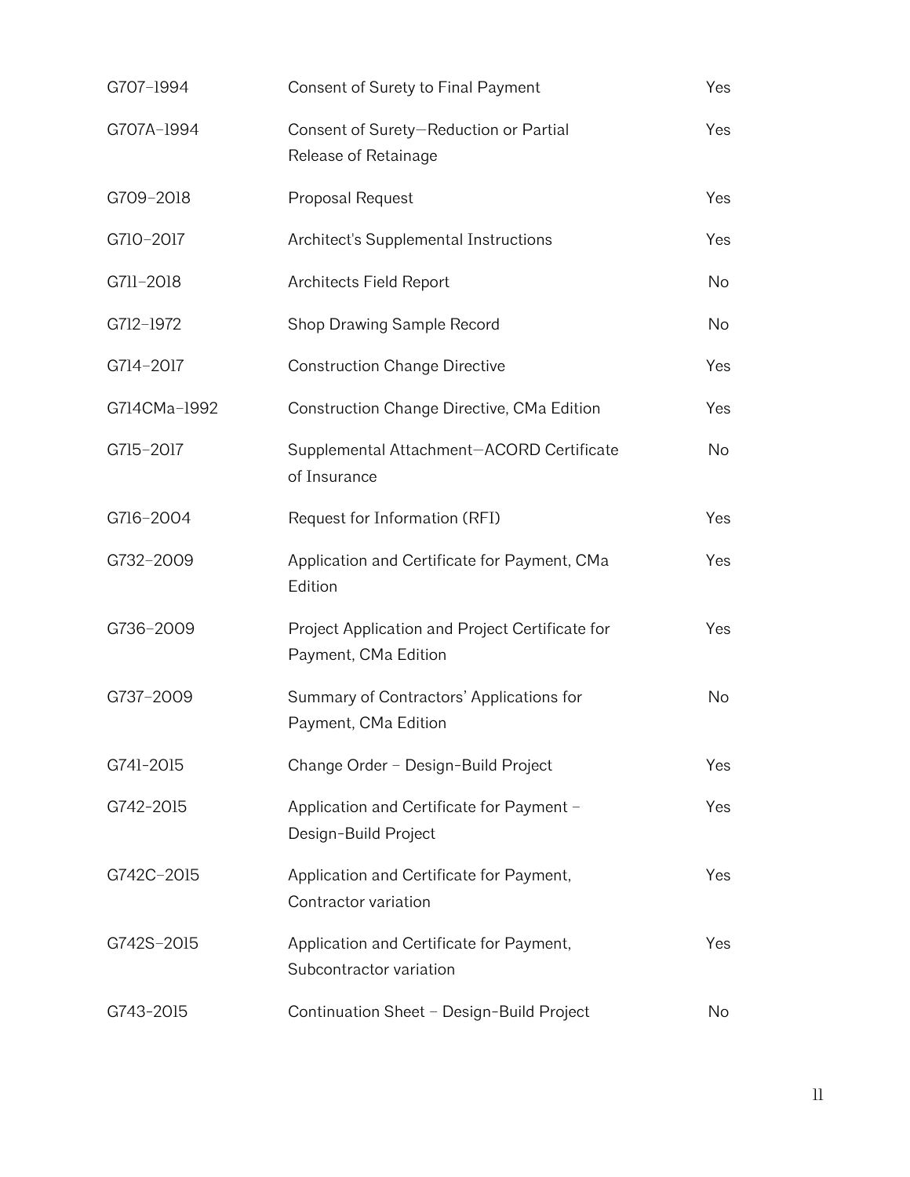| | | |
|---|---|---|
| G707–1994 | Consent of Surety to Final Payment | Yes |
| G707A–1994 | Consent of Surety—Reduction or Partial Release of Retainage | Yes |
| G709–2018 | Proposal Request | Yes |
| G710–2017 | Architect's Supplemental Instructions | Yes |
| G711–2018 | Architects Field Report | No |
| G712–1972 | Shop Drawing Sample Record | No |
| G714–2017 | Construction Change Directive | Yes |
| G714CMa–1992 | Construction Change Directive, CMa Edition | Yes |
| G715–2017 | Supplemental Attachment—ACORD Certificate of Insurance | No |
| G716–2004 | Request for Information (RFI) | Yes |
| G732–2009 | Application and Certificate for Payment, CMa Edition | Yes |
| G736–2009 | Project Application and Project Certificate for Payment, CMa Edition | Yes |
| G737–2009 | Summary of Contractors' Applications for Payment, CMa Edition | No |
| G741-2015 | Change Order – Design-Build Project | Yes |
| G742-2015 | Application and Certificate for Payment – Design-Build Project | Yes |
| G742C–2015 | Application and Certificate for Payment, Contractor variation | Yes |
| G742S–2015 | Application and Certificate for Payment, Subcontractor variation | Yes |
| G743-2015 | Continuation Sheet – Design-Build Project | No |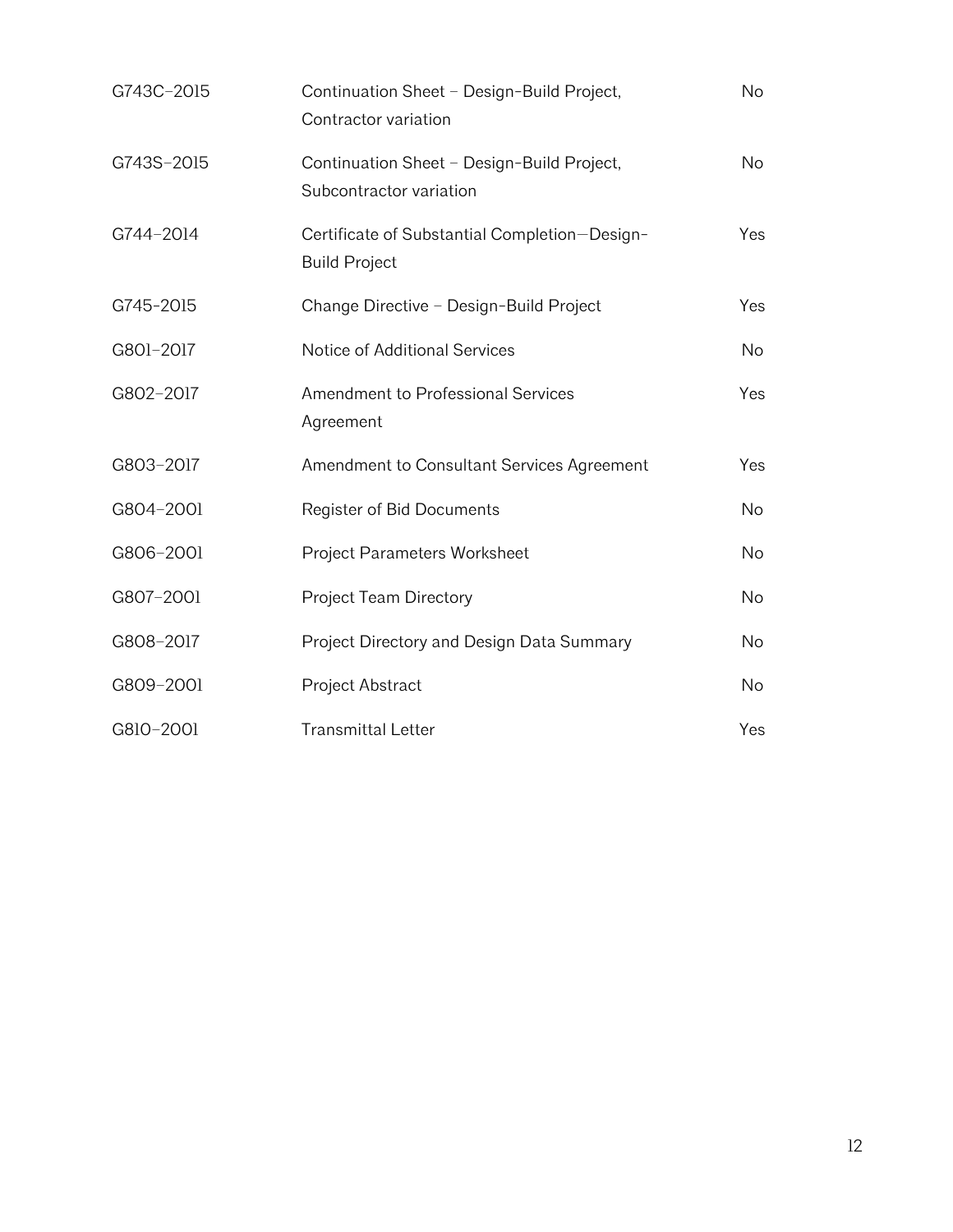| | | |
|---|---|---|
| G743C–2015 | Continuation Sheet – Design-Build Project, Contractor variation | No |
| G743S–2015 | Continuation Sheet – Design-Build Project, Subcontractor variation | No |
| G744–2014 | Certificate of Substantial Completion—Design-Build Project | Yes |
| G745-2015 | Change Directive – Design-Build Project | Yes |
| G801–2017 | Notice of Additional Services | No |
| G802–2017 | Amendment to Professional Services Agreement | Yes |
| G803–2017 | Amendment to Consultant Services Agreement | Yes |
| G804–2001 | Register of Bid Documents | No |
| G806–2001 | Project Parameters Worksheet | No |
| G807–2001 | Project Team Directory | No |
| G808–2017 | Project Directory and Design Data Summary | No |
| G809–2001 | Project Abstract | No |
| G810–2001 | Transmittal Letter | Yes |